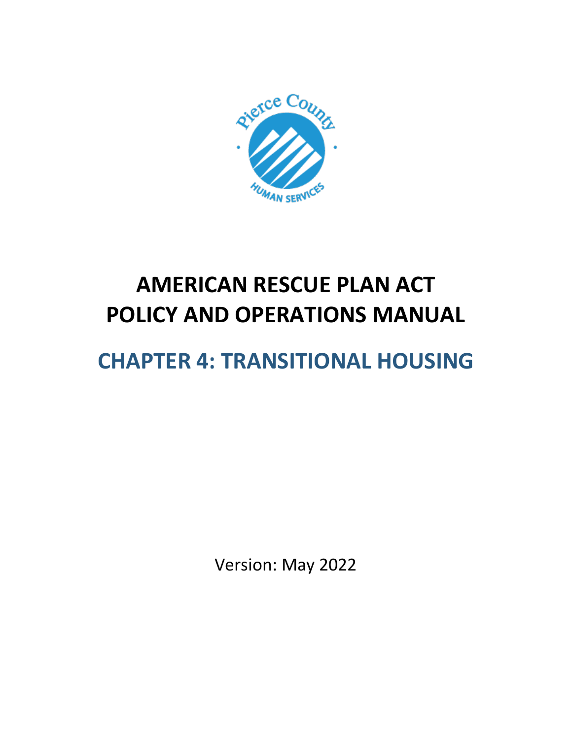# AMERICAN RESCUE PLAN ACT POLICY AND OPERATIONS MANUAL

## CHAPTER 4: TRANSITIONAL HOUSING

Version: May 2022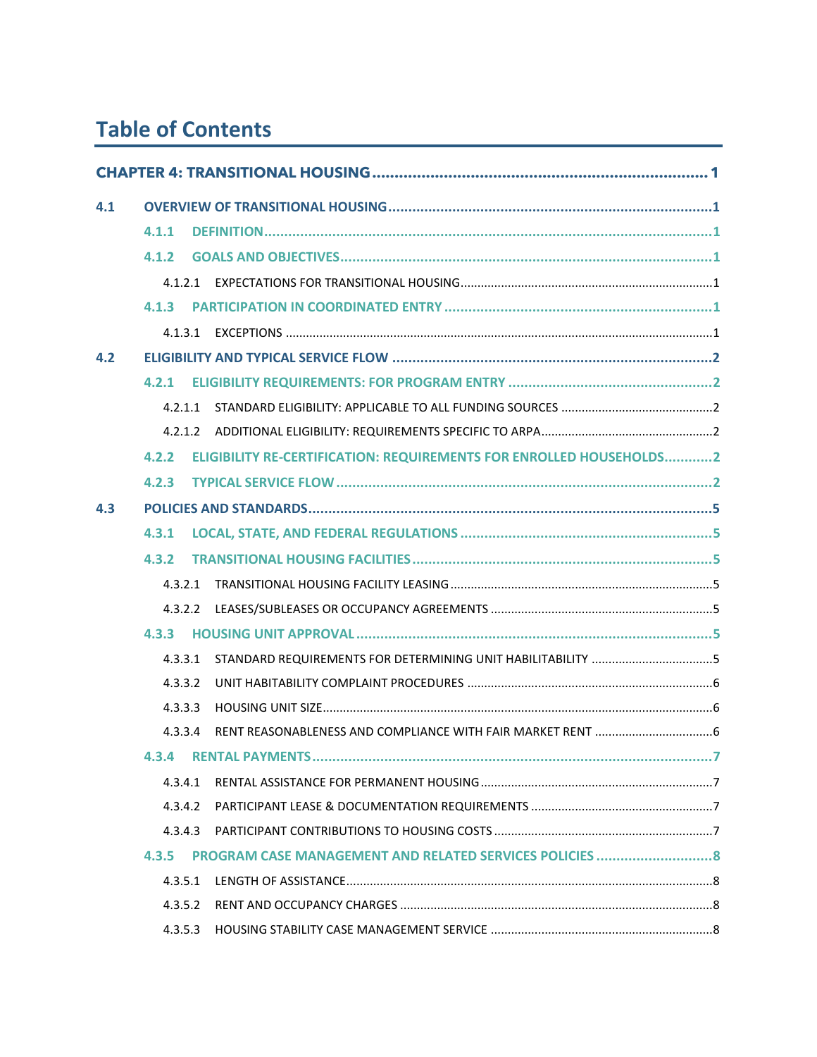# Table of Contents

**CHAPTER 4: TRANSITIONAL HOUSING** .......... 1

**4.1 OVERVIEW OF TRANSITIONAL HOUSING** .......... 1

- **4.1.1 DEFINITION** .......... 1
- **4.1.2 GOALS AND OBJECTIVES** .......... 1
  - 4.1.2.1 EXPECTATIONS FOR TRANSITIONAL HOUSING .......... 1
- **4.1.3 PARTICIPATION IN COORDINATED ENTRY** .......... 1
  - 4.1.3.1 EXCEPTIONS .......... 1

**4.2 ELIGIBILITY AND TYPICAL SERVICE FLOW** .......... 2

- **4.2.1 ELIGIBILITY REQUIREMENTS: FOR PROGRAM ENTRY** .......... 2
  - 4.2.1.1 STANDARD ELIGIBILITY: APPLICABLE TO ALL FUNDING SOURCES .......... 2
  - 4.2.1.2 ADDITIONAL ELIGIBILITY: REQUIREMENTS SPECIFIC TO ARPA .......... 2
- **4.2.2 ELIGIBILITY RE-CERTIFICATION: REQUIREMENTS FOR ENROLLED HOUSEHOLDS** .......... 2
- **4.2.3 TYPICAL SERVICE FLOW** .......... 2

**4.3 POLICIES AND STANDARDS** .......... 5

- **4.3.1 LOCAL, STATE, AND FEDERAL REGULATIONS** .......... 5
- **4.3.2 TRANSITIONAL HOUSING FACILITIES** .......... 5
  - 4.3.2.1 TRANSITIONAL HOUSING FACILITY LEASING .......... 5
  - 4.3.2.2 LEASES/SUBLEASES OR OCCUPANCY AGREEMENTS .......... 5
- **4.3.3 HOUSING UNIT APPROVAL** .......... 5
  - 4.3.3.1 STANDARD REQUIREMENTS FOR DETERMINING UNIT HABILITABILITY .......... 5
  - 4.3.3.2 UNIT HABITABILITY COMPLAINT PROCEDURES .......... 6
  - 4.3.3.3 HOUSING UNIT SIZE .......... 6
  - 4.3.3.4 RENT REASONABLENESS AND COMPLIANCE WITH FAIR MARKET RENT .......... 6
- **4.3.4 RENTAL PAYMENTS** .......... 7
  - 4.3.4.1 RENTAL ASSISTANCE FOR PERMANENT HOUSING .......... 7
  - 4.3.4.2 PARTICIPANT LEASE & DOCUMENTATION REQUIREMENTS .......... 7
  - 4.3.4.3 PARTICIPANT CONTRIBUTIONS TO HOUSING COSTS .......... 7
- **4.3.5 PROGRAM CASE MANAGEMENT AND RELATED SERVICES POLICIES** .......... 8
  - 4.3.5.1 LENGTH OF ASSISTANCE .......... 8
  - 4.3.5.2 RENT AND OCCUPANCY CHARGES .......... 8
  - 4.3.5.3 HOUSING STABILITY CASE MANAGEMENT SERVICE .......... 8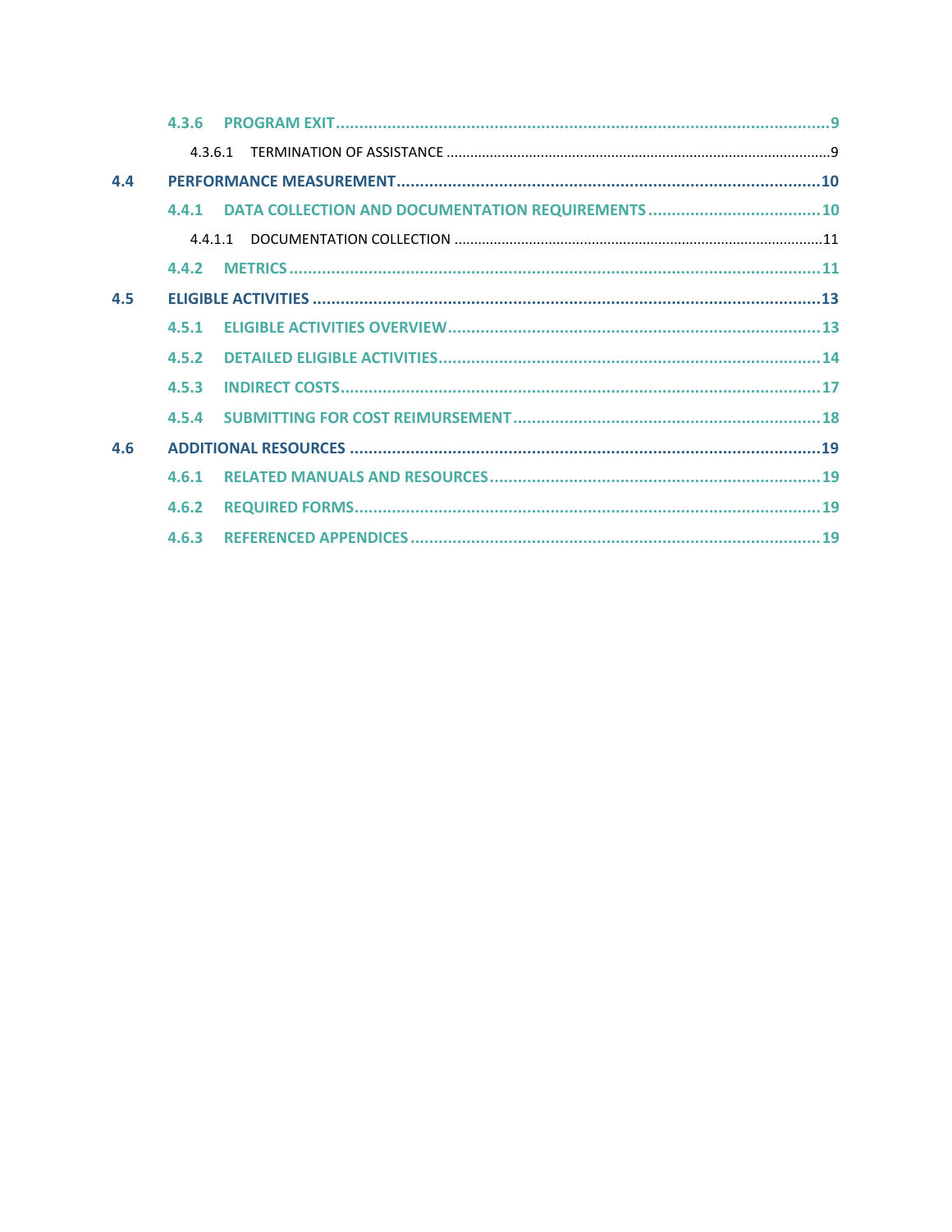- 4.3.6 PROGRAM EXIT .......... 9
  - 4.3.6.1 TERMINATION OF ASSISTANCE .......... 9
- 4.4 PERFORMANCE MEASUREMENT .......... 10
  - 4.4.1 DATA COLLECTION AND DOCUMENTATION REQUIREMENTS .......... 10
    - 4.4.1.1 DOCUMENTATION COLLECTION .......... 11
  - 4.4.2 METRICS .......... 11
- 4.5 ELIGIBLE ACTIVITIES .......... 13
  - 4.5.1 ELIGIBLE ACTIVITIES OVERVIEW .......... 13
  - 4.5.2 DETAILED ELIGIBLE ACTIVITIES .......... 14
  - 4.5.3 INDIRECT COSTS .......... 17
  - 4.5.4 SUBMITTING FOR COST REIMURSEMENT .......... 18
- 4.6 ADDITIONAL RESOURCES .......... 19
  - 4.6.1 RELATED MANUALS AND RESOURCES .......... 19
  - 4.6.2 REQUIRED FORMS .......... 19
  - 4.6.3 REFERENCED APPENDICES .......... 19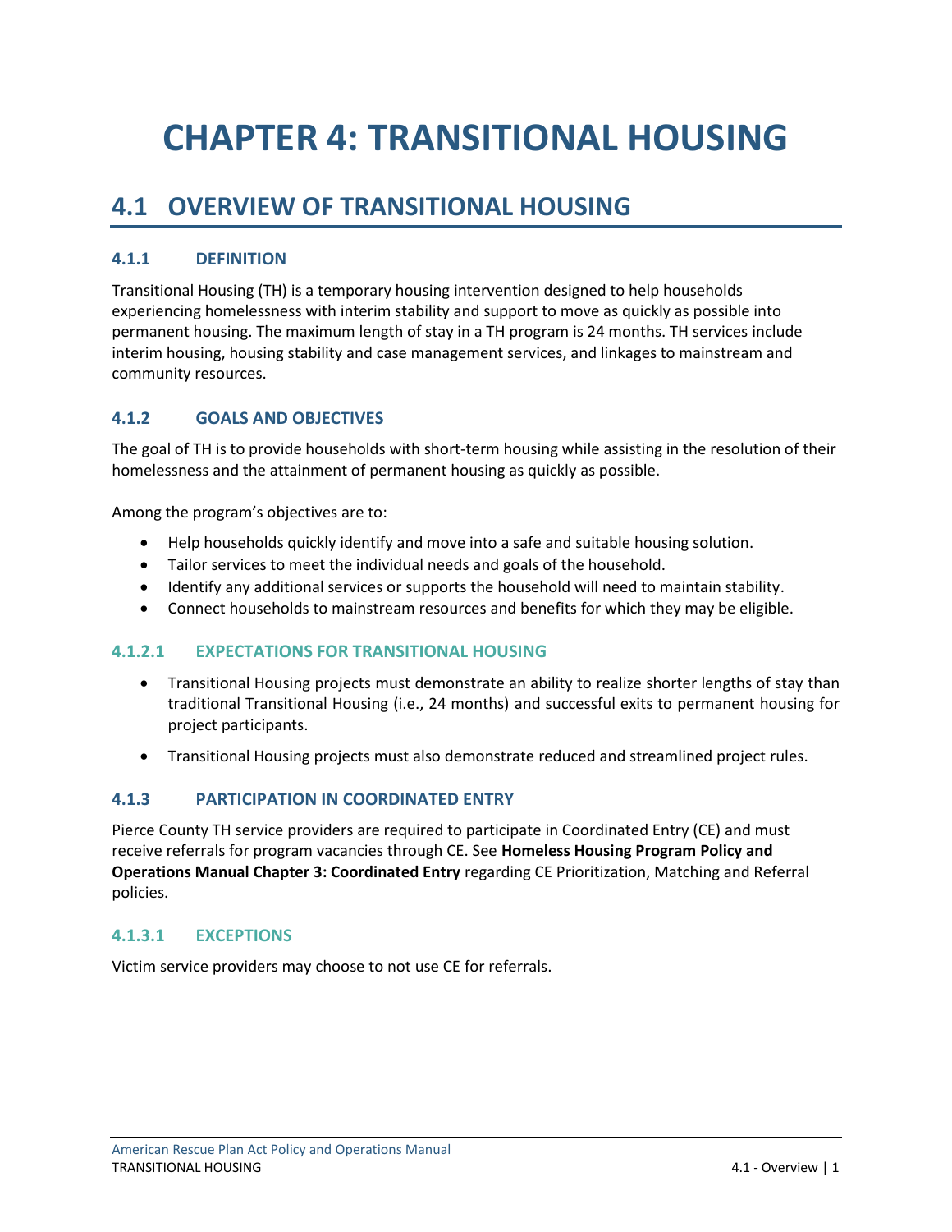# CHAPTER 4: TRANSITIONAL HOUSING

## 4.1 OVERVIEW OF TRANSITIONAL HOUSING

### 4.1.1 DEFINITION

Transitional Housing (TH) is a temporary housing intervention designed to help households experiencing homelessness with interim stability and support to move as quickly as possible into permanent housing. The maximum length of stay in a TH program is 24 months. TH services include interim housing, housing stability and case management services, and linkages to mainstream and community resources.

### 4.1.2 GOALS AND OBJECTIVES

The goal of TH is to provide households with short-term housing while assisting in the resolution of their homelessness and the attainment of permanent housing as quickly as possible.

Among the program's objectives are to:

- Help households quickly identify and move into a safe and suitable housing solution.
- Tailor services to meet the individual needs and goals of the household.
- Identify any additional services or supports the household will need to maintain stability.
- Connect households to mainstream resources and benefits for which they may be eligible.

#### 4.1.2.1 EXPECTATIONS FOR TRANSITIONAL HOUSING

- Transitional Housing projects must demonstrate an ability to realize shorter lengths of stay than traditional Transitional Housing (i.e., 24 months) and successful exits to permanent housing for project participants.
- Transitional Housing projects must also demonstrate reduced and streamlined project rules.

### 4.1.3 PARTICIPATION IN COORDINATED ENTRY

Pierce County TH service providers are required to participate in Coordinated Entry (CE) and must receive referrals for program vacancies through CE. See **Homeless Housing Program Policy and Operations Manual Chapter 3: Coordinated Entry** regarding CE Prioritization, Matching and Referral policies.

#### 4.1.3.1 EXCEPTIONS

Victim service providers may choose to not use CE for referrals.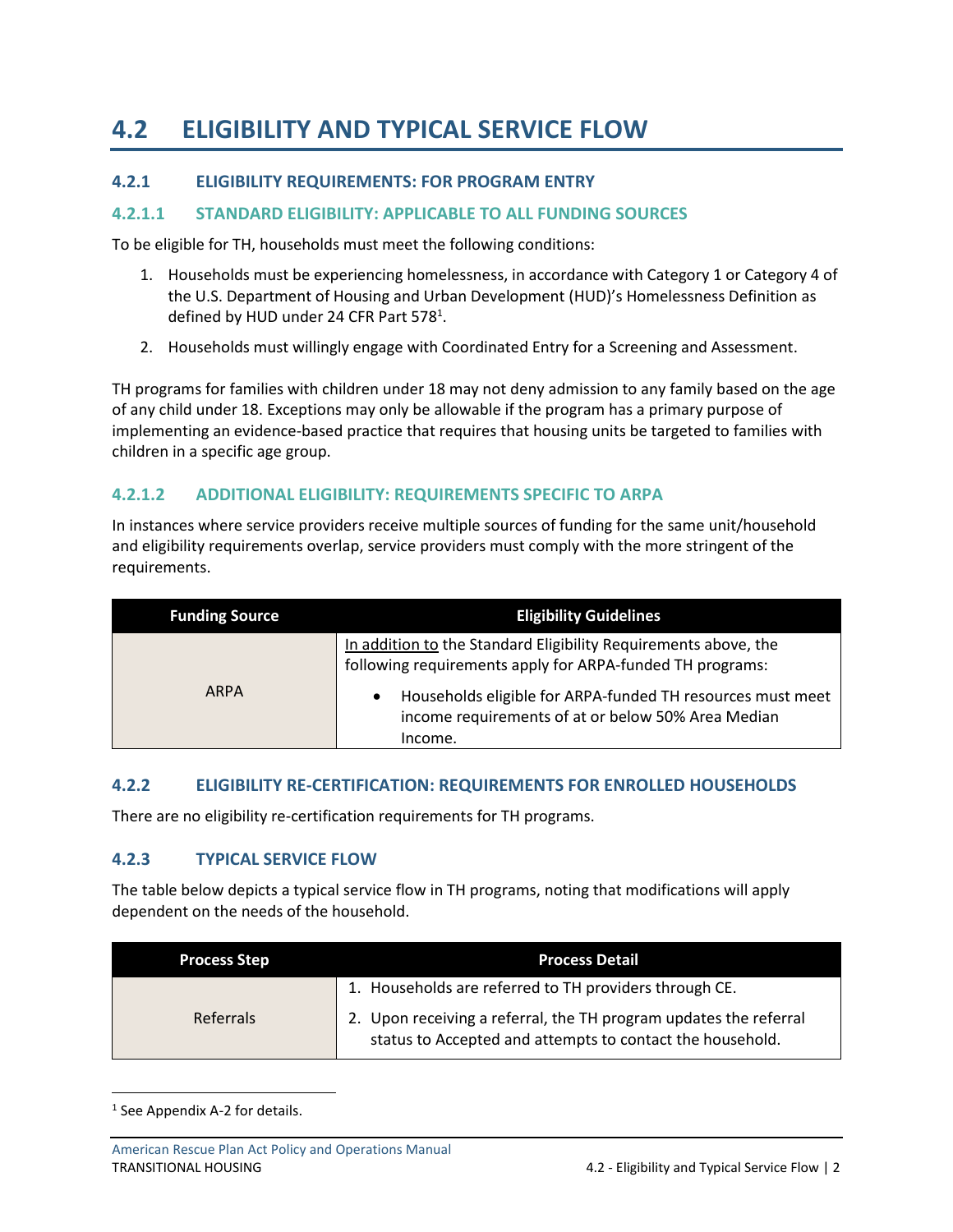# 4.2 ELIGIBILITY AND TYPICAL SERVICE FLOW

## 4.2.1 ELIGIBILITY REQUIREMENTS: FOR PROGRAM ENTRY

### 4.2.1.1 STANDARD ELIGIBILITY: APPLICABLE TO ALL FUNDING SOURCES

To be eligible for TH, households must meet the following conditions:

1. Households must be experiencing homelessness, in accordance with Category 1 or Category 4 of the U.S. Department of Housing and Urban Development (HUD)'s Homelessness Definition as defined by HUD under 24 CFR Part 578[1].
2. Households must willingly engage with Coordinated Entry for a Screening and Assessment.

TH programs for families with children under 18 may not deny admission to any family based on the age of any child under 18. Exceptions may only be allowable if the program has a primary purpose of implementing an evidence-based practice that requires that housing units be targeted to families with children in a specific age group.

### 4.2.1.2 ADDITIONAL ELIGIBILITY: REQUIREMENTS SPECIFIC TO ARPA

In instances where service providers receive multiple sources of funding for the same unit/household and eligibility requirements overlap, service providers must comply with the more stringent of the requirements.

| Funding Source | Eligibility Guidelines |
|---|---|
| ARPA | In addition to the Standard Eligibility Requirements above, the following requirements apply for ARPA-funded TH programs:<br>• Households eligible for ARPA-funded TH resources must meet income requirements of at or below 50% Area Median Income. |

## 4.2.2 ELIGIBILITY RE-CERTIFICATION: REQUIREMENTS FOR ENROLLED HOUSEHOLDS

There are no eligibility re-certification requirements for TH programs.

## 4.2.3 TYPICAL SERVICE FLOW

The table below depicts a typical service flow in TH programs, noting that modifications will apply dependent on the needs of the household.

| Process Step | Process Detail |
|---|---|
| Referrals | 1. Households are referred to TH providers through CE.<br>2. Upon receiving a referral, the TH program updates the referral status to Accepted and attempts to contact the household. |

[1] See Appendix A-2 for details.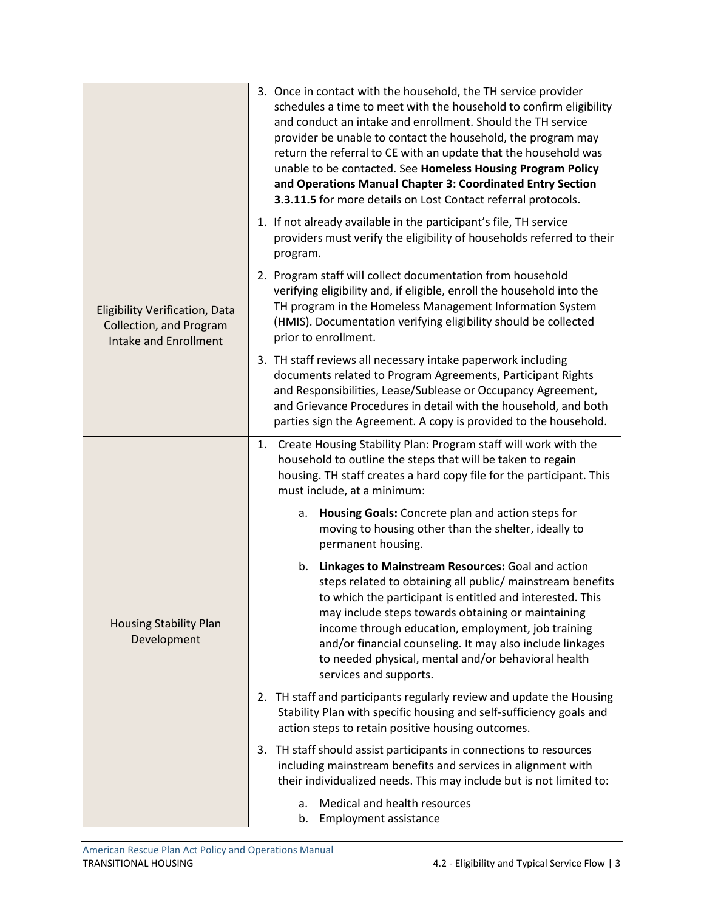| | |
|---|---|
| | 3. Once in contact with the household, the TH service provider schedules a time to meet with the household to confirm eligibility and conduct an intake and enrollment. Should the TH service provider be unable to contact the household, the program may return the referral to CE with an update that the household was unable to be contacted. See **Homeless Housing Program Policy and Operations Manual Chapter 3: Coordinated Entry Section 3.3.11.5** for more details on Lost Contact referral protocols. |
| Eligibility Verification, Data Collection, and Program Intake and Enrollment | 1. If not already available in the participant's file, TH service providers must verify the eligibility of households referred to their program.<br><br>2. Program staff will collect documentation from household verifying eligibility and, if eligible, enroll the household into the TH program in the Homeless Management Information System (HMIS). Documentation verifying eligibility should be collected prior to enrollment.<br><br>3. TH staff reviews all necessary intake paperwork including documents related to Program Agreements, Participant Rights and Responsibilities, Lease/Sublease or Occupancy Agreement, and Grievance Procedures in detail with the household, and both parties sign the Agreement. A copy is provided to the household. |
| Housing Stability Plan Development | 1. Create Housing Stability Plan: Program staff will work with the household to outline the steps that will be taken to regain housing. TH staff creates a hard copy file for the participant. This must include, at a minimum:<br><br>a. **Housing Goals:** Concrete plan and action steps for moving to housing other than the shelter, ideally to permanent housing.<br><br>b. **Linkages to Mainstream Resources:** Goal and action steps related to obtaining all public/ mainstream benefits to which the participant is entitled and interested. This may include steps towards obtaining or maintaining income through education, employment, job training and/or financial counseling. It may also include linkages to needed physical, mental and/or behavioral health services and supports.<br><br>2. TH staff and participants regularly review and update the Housing Stability Plan with specific housing and self-sufficiency goals and action steps to retain positive housing outcomes.<br><br>3. TH staff should assist participants in connections to resources including mainstream benefits and services in alignment with their individualized needs. This may include but is not limited to:<br><br>a. Medical and health resources<br>b. Employment assistance |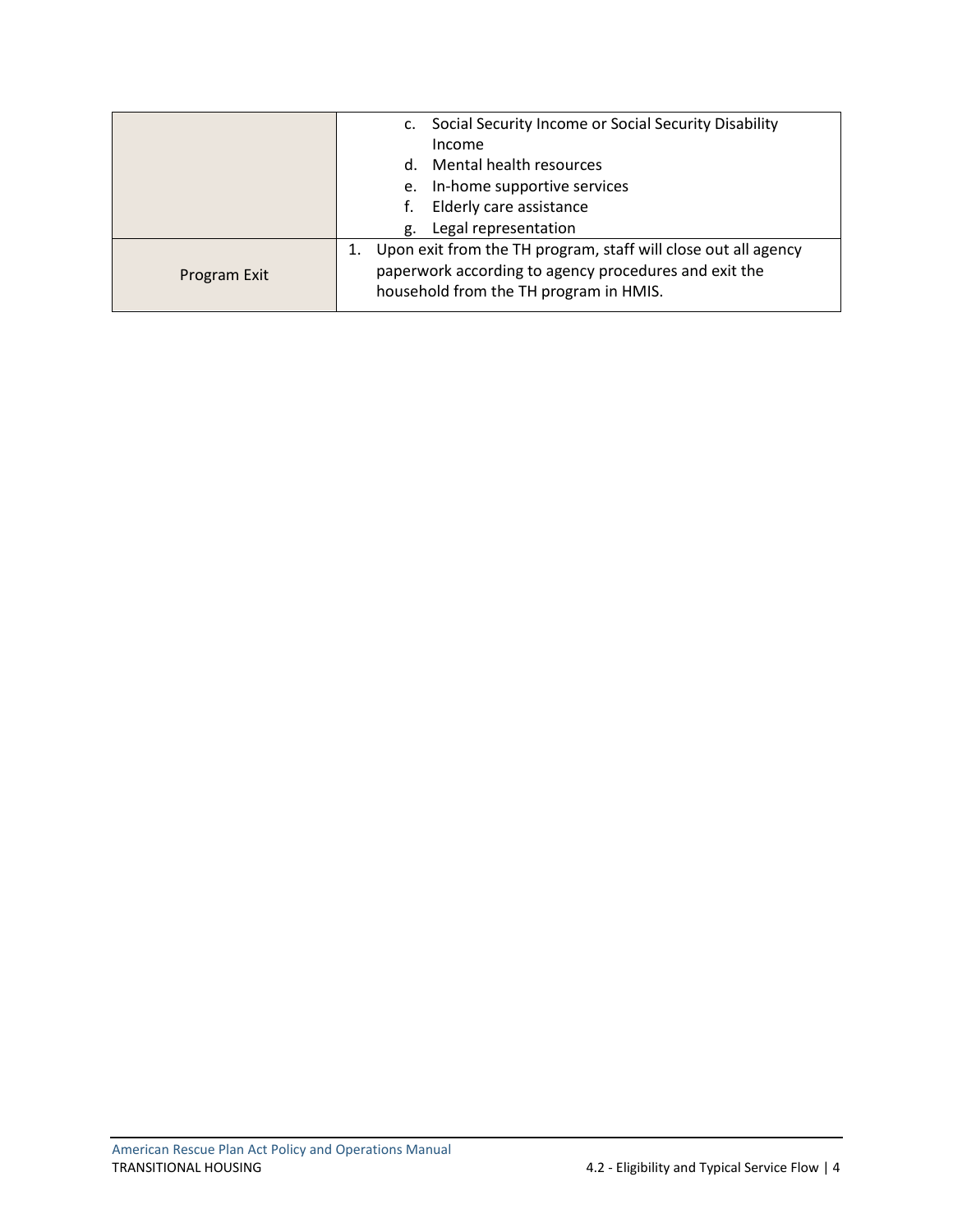| | |
|---|---|
| | c. Social Security Income or Social Security Disability Income<br>d. Mental health resources<br>e. In-home supportive services<br>f. Elderly care assistance<br>g. Legal representation |
| Program Exit | 1. Upon exit from the TH program, staff will close out all agency paperwork according to agency procedures and exit the household from the TH program in HMIS. |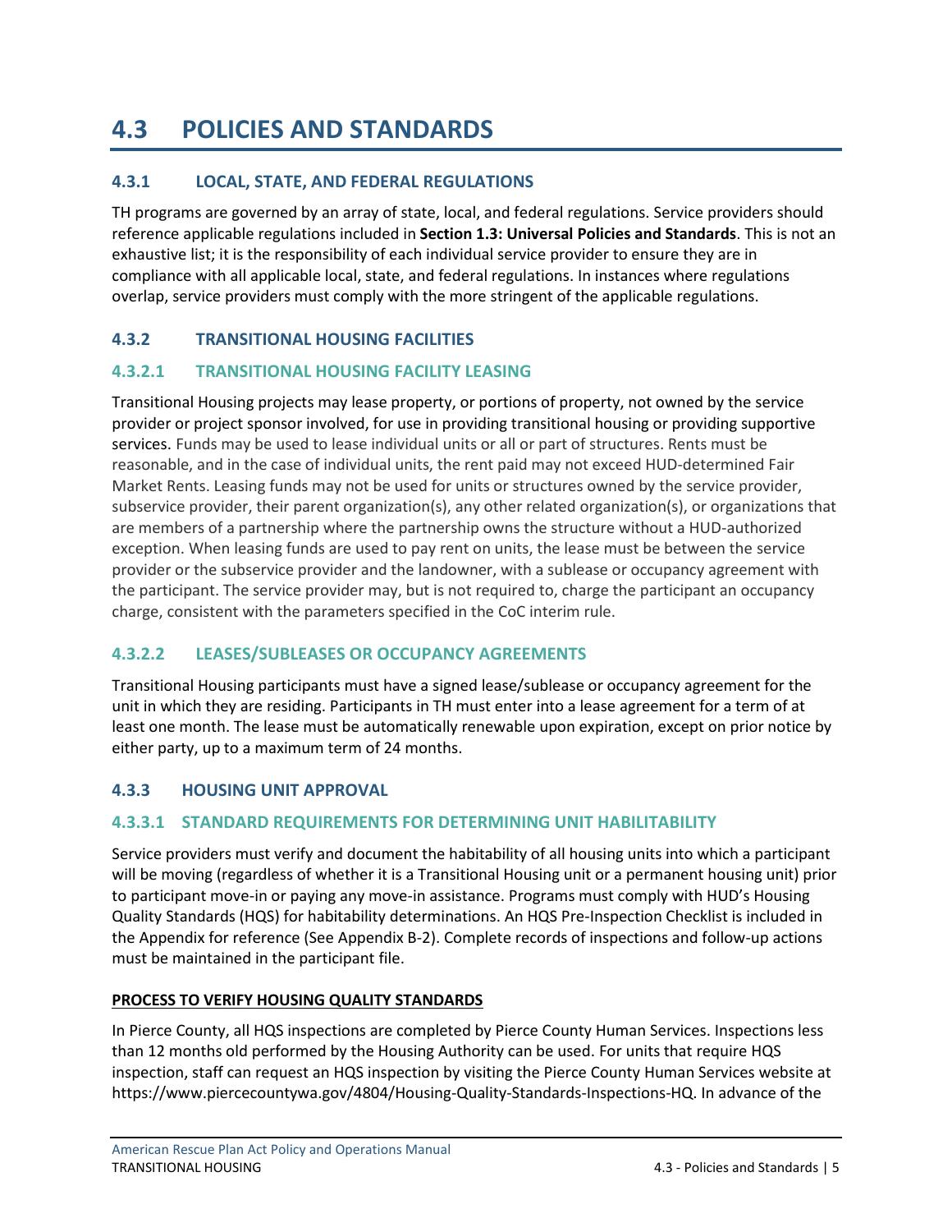# 4.3 POLICIES AND STANDARDS

## 4.3.1 LOCAL, STATE, AND FEDERAL REGULATIONS

TH programs are governed by an array of state, local, and federal regulations. Service providers should reference applicable regulations included in **Section 1.3: Universal Policies and Standards**. This is not an exhaustive list; it is the responsibility of each individual service provider to ensure they are in compliance with all applicable local, state, and federal regulations. In instances where regulations overlap, service providers must comply with the more stringent of the applicable regulations.

## 4.3.2 TRANSITIONAL HOUSING FACILITIES

### 4.3.2.1 TRANSITIONAL HOUSING FACILITY LEASING

Transitional Housing projects may lease property, or portions of property, not owned by the service provider or project sponsor involved, for use in providing transitional housing or providing supportive services. Funds may be used to lease individual units or all or part of structures. Rents must be reasonable, and in the case of individual units, the rent paid may not exceed HUD-determined Fair Market Rents. Leasing funds may not be used for units or structures owned by the service provider, subservice provider, their parent organization(s), any other related organization(s), or organizations that are members of a partnership where the partnership owns the structure without a HUD-authorized exception. When leasing funds are used to pay rent on units, the lease must be between the service provider or the subservice provider and the landowner, with a sublease or occupancy agreement with the participant. The service provider may, but is not required to, charge the participant an occupancy charge, consistent with the parameters specified in the CoC interim rule.

### 4.3.2.2 LEASES/SUBLEASES OR OCCUPANCY AGREEMENTS

Transitional Housing participants must have a signed lease/sublease or occupancy agreement for the unit in which they are residing. Participants in TH must enter into a lease agreement for a term of at least one month. The lease must be automatically renewable upon expiration, except on prior notice by either party, up to a maximum term of 24 months.

## 4.3.3 HOUSING UNIT APPROVAL

### 4.3.3.1 STANDARD REQUIREMENTS FOR DETERMINING UNIT HABILITABILITY

Service providers must verify and document the habitability of all housing units into which a participant will be moving (regardless of whether it is a Transitional Housing unit or a permanent housing unit) prior to participant move-in or paying any move-in assistance. Programs must comply with HUD's Housing Quality Standards (HQS) for habitability determinations. An HQS Pre-Inspection Checklist is included in the Appendix for reference (See Appendix B-2). Complete records of inspections and follow-up actions must be maintained in the participant file.

**PROCESS TO VERIFY HOUSING QUALITY STANDARDS**

In Pierce County, all HQS inspections are completed by Pierce County Human Services. Inspections less than 12 months old performed by the Housing Authority can be used. For units that require HQS inspection, staff can request an HQS inspection by visiting the Pierce County Human Services website at https://www.piercecountywa.gov/4804/Housing-Quality-Standards-Inspections-HQ. In advance of the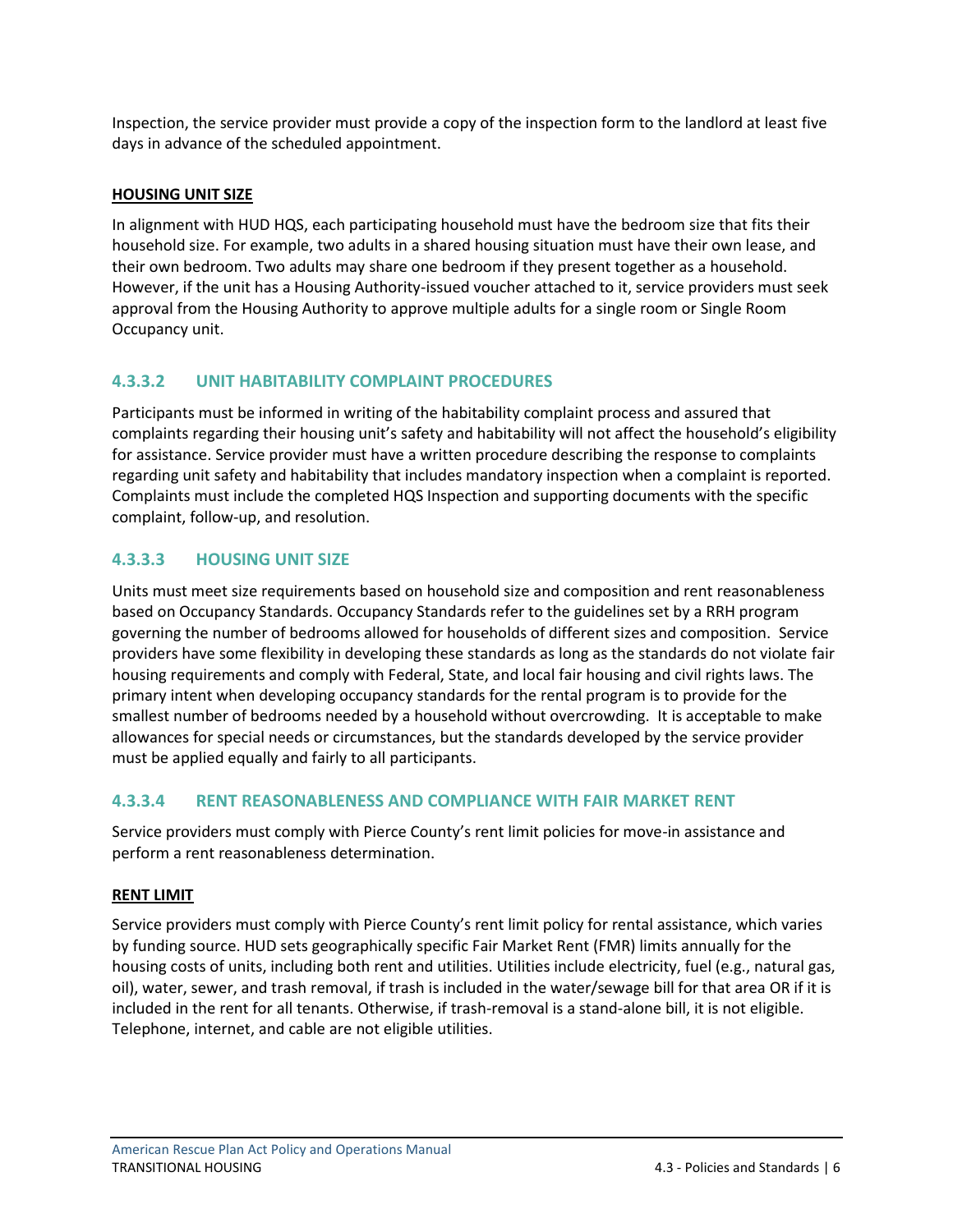Inspection, the service provider must provide a copy of the inspection form to the landlord at least five days in advance of the scheduled appointment.

**HOUSING UNIT SIZE**

In alignment with HUD HQS, each participating household must have the bedroom size that fits their household size. For example, two adults in a shared housing situation must have their own lease, and their own bedroom. Two adults may share one bedroom if they present together as a household. However, if the unit has a Housing Authority-issued voucher attached to it, service providers must seek approval from the Housing Authority to approve multiple adults for a single room or Single Room Occupancy unit.

### 4.3.3.2 UNIT HABITABILITY COMPLAINT PROCEDURES

Participants must be informed in writing of the habitability complaint process and assured that complaints regarding their housing unit's safety and habitability will not affect the household's eligibility for assistance. Service provider must have a written procedure describing the response to complaints regarding unit safety and habitability that includes mandatory inspection when a complaint is reported. Complaints must include the completed HQS Inspection and supporting documents with the specific complaint, follow-up, and resolution.

### 4.3.3.3 HOUSING UNIT SIZE

Units must meet size requirements based on household size and composition and rent reasonableness based on Occupancy Standards. Occupancy Standards refer to the guidelines set by a RRH program governing the number of bedrooms allowed for households of different sizes and composition. Service providers have some flexibility in developing these standards as long as the standards do not violate fair housing requirements and comply with Federal, State, and local fair housing and civil rights laws. The primary intent when developing occupancy standards for the rental program is to provide for the smallest number of bedrooms needed by a household without overcrowding. It is acceptable to make allowances for special needs or circumstances, but the standards developed by the service provider must be applied equally and fairly to all participants.

### 4.3.3.4 RENT REASONABLENESS AND COMPLIANCE WITH FAIR MARKET RENT

Service providers must comply with Pierce County's rent limit policies for move-in assistance and perform a rent reasonableness determination.

**RENT LIMIT**

Service providers must comply with Pierce County's rent limit policy for rental assistance, which varies by funding source. HUD sets geographically specific Fair Market Rent (FMR) limits annually for the housing costs of units, including both rent and utilities. Utilities include electricity, fuel (e.g., natural gas, oil), water, sewer, and trash removal, if trash is included in the water/sewage bill for that area OR if it is included in the rent for all tenants. Otherwise, if trash-removal is a stand-alone bill, it is not eligible. Telephone, internet, and cable are not eligible utilities.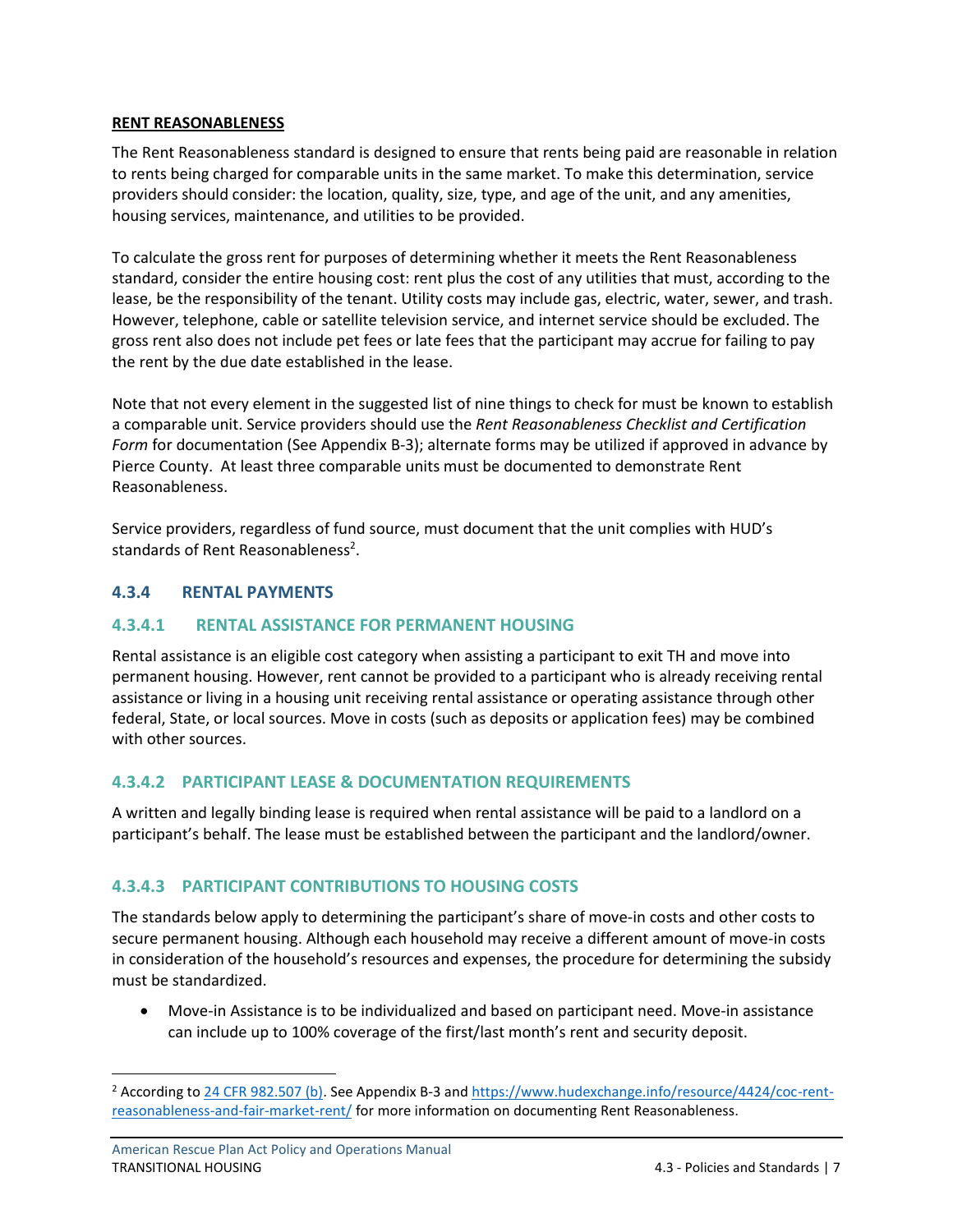**RENT REASONABLENESS**

The Rent Reasonableness standard is designed to ensure that rents being paid are reasonable in relation to rents being charged for comparable units in the same market. To make this determination, service providers should consider: the location, quality, size, type, and age of the unit, and any amenities, housing services, maintenance, and utilities to be provided.

To calculate the gross rent for purposes of determining whether it meets the Rent Reasonableness standard, consider the entire housing cost: rent plus the cost of any utilities that must, according to the lease, be the responsibility of the tenant. Utility costs may include gas, electric, water, sewer, and trash. However, telephone, cable or satellite television service, and internet service should be excluded. The gross rent also does not include pet fees or late fees that the participant may accrue for failing to pay the rent by the due date established in the lease.

Note that not every element in the suggested list of nine things to check for must be known to establish a comparable unit. Service providers should use the *Rent Reasonableness Checklist and Certification Form* for documentation (See Appendix B-3); alternate forms may be utilized if approved in advance by Pierce County. At least three comparable units must be documented to demonstrate Rent Reasonableness.

Service providers, regardless of fund source, must document that the unit complies with HUD's standards of Rent Reasonableness[2].

### 4.3.4 RENTAL PAYMENTS

#### 4.3.4.1 RENTAL ASSISTANCE FOR PERMANENT HOUSING

Rental assistance is an eligible cost category when assisting a participant to exit TH and move into permanent housing. However, rent cannot be provided to a participant who is already receiving rental assistance or living in a housing unit receiving rental assistance or operating assistance through other federal, State, or local sources. Move in costs (such as deposits or application fees) may be combined with other sources.

#### 4.3.4.2 PARTICIPANT LEASE & DOCUMENTATION REQUIREMENTS

A written and legally binding lease is required when rental assistance will be paid to a landlord on a participant's behalf. The lease must be established between the participant and the landlord/owner.

#### 4.3.4.3 PARTICIPANT CONTRIBUTIONS TO HOUSING COSTS

The standards below apply to determining the participant's share of move-in costs and other costs to secure permanent housing. Although each household may receive a different amount of move-in costs in consideration of the household's resources and expenses, the procedure for determining the subsidy must be standardized.

- Move-in Assistance is to be individualized and based on participant need. Move-in assistance can include up to 100% coverage of the first/last month's rent and security deposit.

---

[2] According to [24 CFR 982.507 (b)](24 CFR 982.507 (b)). See Appendix B-3 and [https://www.hudexchange.info/resource/4424/coc-rent-reasonableness-and-fair-market-rent/](https://www.hudexchange.info/resource/4424/coc-rent-reasonableness-and-fair-market-rent/) for more information on documenting Rent Reasonableness.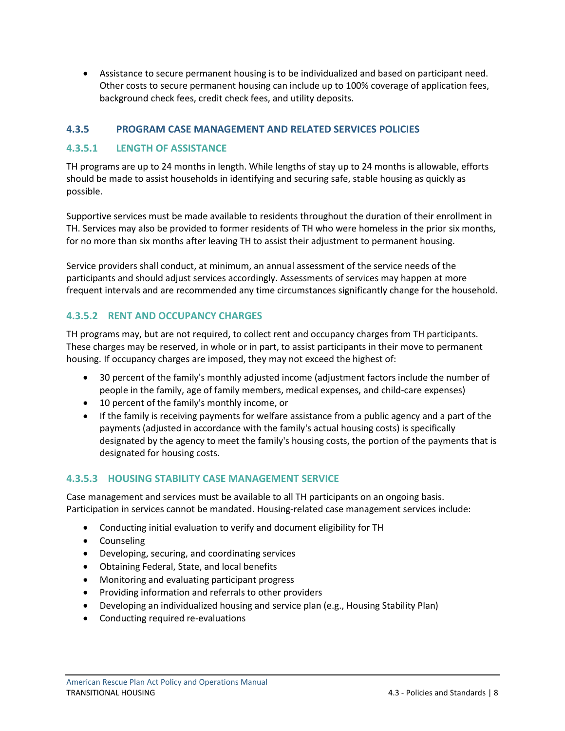- Assistance to secure permanent housing is to be individualized and based on participant need. Other costs to secure permanent housing can include up to 100% coverage of application fees, background check fees, credit check fees, and utility deposits.

### 4.3.5 PROGRAM CASE MANAGEMENT AND RELATED SERVICES POLICIES

#### 4.3.5.1 LENGTH OF ASSISTANCE

TH programs are up to 24 months in length. While lengths of stay up to 24 months is allowable, efforts should be made to assist households in identifying and securing safe, stable housing as quickly as possible.

Supportive services must be made available to residents throughout the duration of their enrollment in TH. Services may also be provided to former residents of TH who were homeless in the prior six months, for no more than six months after leaving TH to assist their adjustment to permanent housing.

Service providers shall conduct, at minimum, an annual assessment of the service needs of the participants and should adjust services accordingly. Assessments of services may happen at more frequent intervals and are recommended any time circumstances significantly change for the household.

#### 4.3.5.2 RENT AND OCCUPANCY CHARGES

TH programs may, but are not required, to collect rent and occupancy charges from TH participants. These charges may be reserved, in whole or in part, to assist participants in their move to permanent housing. If occupancy charges are imposed, they may not exceed the highest of:

- 30 percent of the family's monthly adjusted income (adjustment factors include the number of people in the family, age of family members, medical expenses, and child-care expenses)
- 10 percent of the family's monthly income, or
- If the family is receiving payments for welfare assistance from a public agency and a part of the payments (adjusted in accordance with the family's actual housing costs) is specifically designated by the agency to meet the family's housing costs, the portion of the payments that is designated for housing costs.

#### 4.3.5.3 HOUSING STABILITY CASE MANAGEMENT SERVICE

Case management and services must be available to all TH participants on an ongoing basis. Participation in services cannot be mandated. Housing-related case management services include:

- Conducting initial evaluation to verify and document eligibility for TH
- Counseling
- Developing, securing, and coordinating services
- Obtaining Federal, State, and local benefits
- Monitoring and evaluating participant progress
- Providing information and referrals to other providers
- Developing an individualized housing and service plan (e.g., Housing Stability Plan)
- Conducting required re-evaluations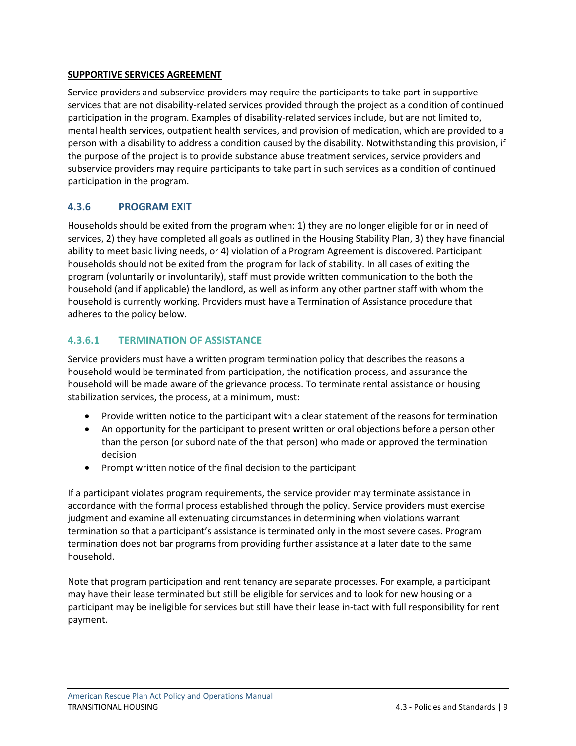**SUPPORTIVE SERVICES AGREEMENT**

Service providers and subservice providers may require the participants to take part in supportive services that are not disability-related services provided through the project as a condition of continued participation in the program. Examples of disability-related services include, but are not limited to, mental health services, outpatient health services, and provision of medication, which are provided to a person with a disability to address a condition caused by the disability. Notwithstanding this provision, if the purpose of the project is to provide substance abuse treatment services, service providers and subservice providers may require participants to take part in such services as a condition of continued participation in the program.

### 4.3.6 PROGRAM EXIT

Households should be exited from the program when: 1) they are no longer eligible for or in need of services, 2) they have completed all goals as outlined in the Housing Stability Plan, 3) they have financial ability to meet basic living needs, or 4) violation of a Program Agreement is discovered. Participant households should not be exited from the program for lack of stability. In all cases of exiting the program (voluntarily or involuntarily), staff must provide written communication to the both the household (and if applicable) the landlord, as well as inform any other partner staff with whom the household is currently working. Providers must have a Termination of Assistance procedure that adheres to the policy below.

#### 4.3.6.1 TERMINATION OF ASSISTANCE

Service providers must have a written program termination policy that describes the reasons a household would be terminated from participation, the notification process, and assurance the household will be made aware of the grievance process. To terminate rental assistance or housing stabilization services, the process, at a minimum, must:

- Provide written notice to the participant with a clear statement of the reasons for termination
- An opportunity for the participant to present written or oral objections before a person other than the person (or subordinate of the that person) who made or approved the termination decision
- Prompt written notice of the final decision to the participant

If a participant violates program requirements, the service provider may terminate assistance in accordance with the formal process established through the policy. Service providers must exercise judgment and examine all extenuating circumstances in determining when violations warrant termination so that a participant's assistance is terminated only in the most severe cases. Program termination does not bar programs from providing further assistance at a later date to the same household.

Note that program participation and rent tenancy are separate processes. For example, a participant may have their lease terminated but still be eligible for services and to look for new housing or a participant may be ineligible for services but still have their lease in-tact with full responsibility for rent payment.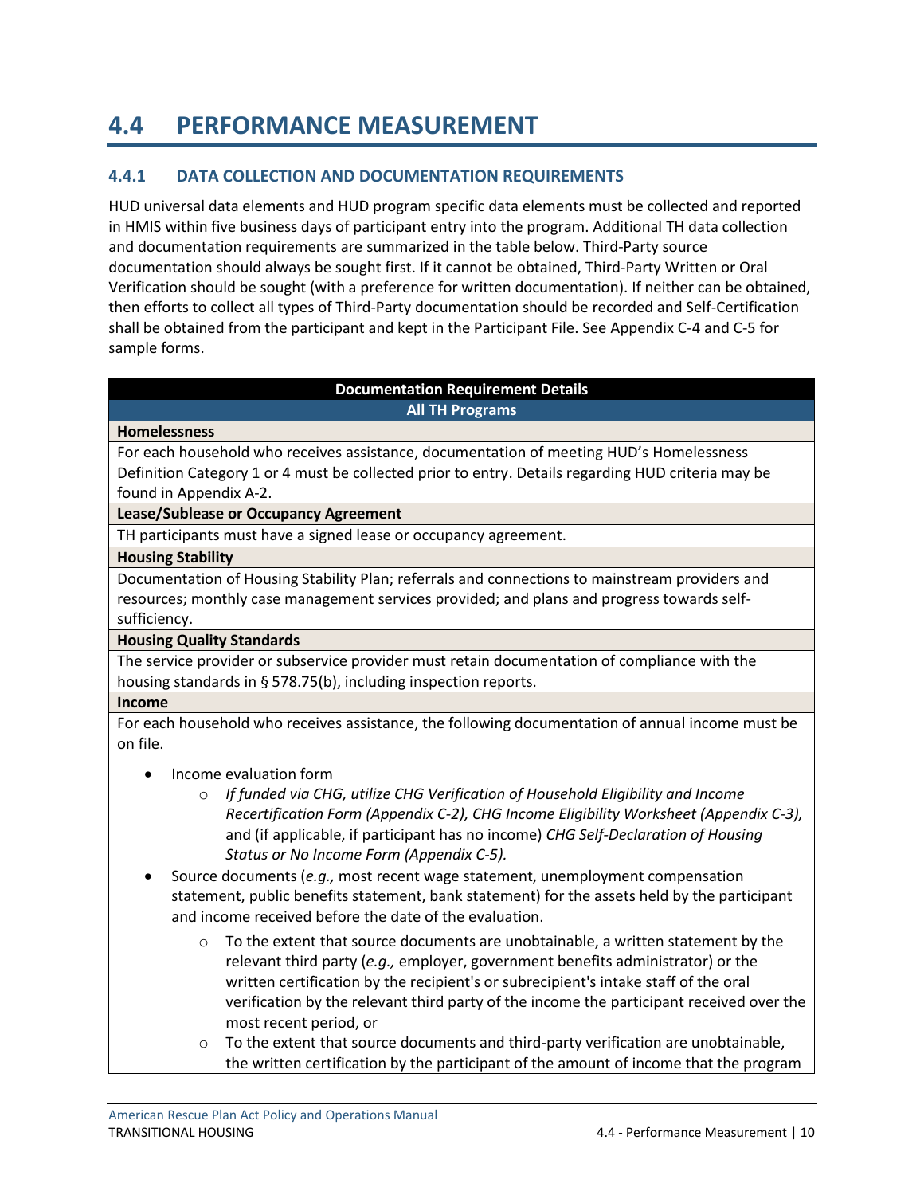# 4.4 PERFORMANCE MEASUREMENT

## 4.4.1 DATA COLLECTION AND DOCUMENTATION REQUIREMENTS

HUD universal data elements and HUD program specific data elements must be collected and reported in HMIS within five business days of participant entry into the program. Additional TH data collection and documentation requirements are summarized in the table below. Third-Party source documentation should always be sought first. If it cannot be obtained, Third-Party Written or Oral Verification should be sought (with a preference for written documentation). If neither can be obtained, then efforts to collect all types of Third-Party documentation should be recorded and Self-Certification shall be obtained from the participant and kept in the Participant File. See Appendix C-4 and C-5 for sample forms.

| Documentation Requirement Details |
|---|
| **All TH Programs** |
| **Homelessness** |
| For each household who receives assistance, documentation of meeting HUD's Homelessness Definition Category 1 or 4 must be collected prior to entry. Details regarding HUD criteria may be found in Appendix A-2. |
| **Lease/Sublease or Occupancy Agreement** |
| TH participants must have a signed lease or occupancy agreement. |
| **Housing Stability** |
| Documentation of Housing Stability Plan; referrals and connections to mainstream providers and resources; monthly case management services provided; and plans and progress towards self-sufficiency. |
| **Housing Quality Standards** |
| The service provider or subservice provider must retain documentation of compliance with the housing standards in § 578.75(b), including inspection reports. |
| **Income** |
| For each household who receives assistance, the following documentation of annual income must be on file.<br><br>• Income evaluation form<br>&nbsp;&nbsp;&nbsp;&nbsp;○ *If funded via CHG, utilize CHG Verification of Household Eligibility and Income Recertification Form (Appendix C-2), CHG Income Eligibility Worksheet (Appendix C-3),* and (if applicable, if participant has no income) *CHG Self-Declaration of Housing Status or No Income Form (Appendix C-5).*<br>• Source documents (*e.g.,* most recent wage statement, unemployment compensation statement, public benefits statement, bank statement) for the assets held by the participant and income received before the date of the evaluation.<br>&nbsp;&nbsp;&nbsp;&nbsp;○ To the extent that source documents are unobtainable, a written statement by the relevant third party (*e.g.,* employer, government benefits administrator) or the written certification by the recipient's or subrecipient's intake staff of the oral verification by the relevant third party of the income the participant received over the most recent period, or<br>&nbsp;&nbsp;&nbsp;&nbsp;○ To the extent that source documents and third-party verification are unobtainable, the written certification by the participant of the amount of income that the program |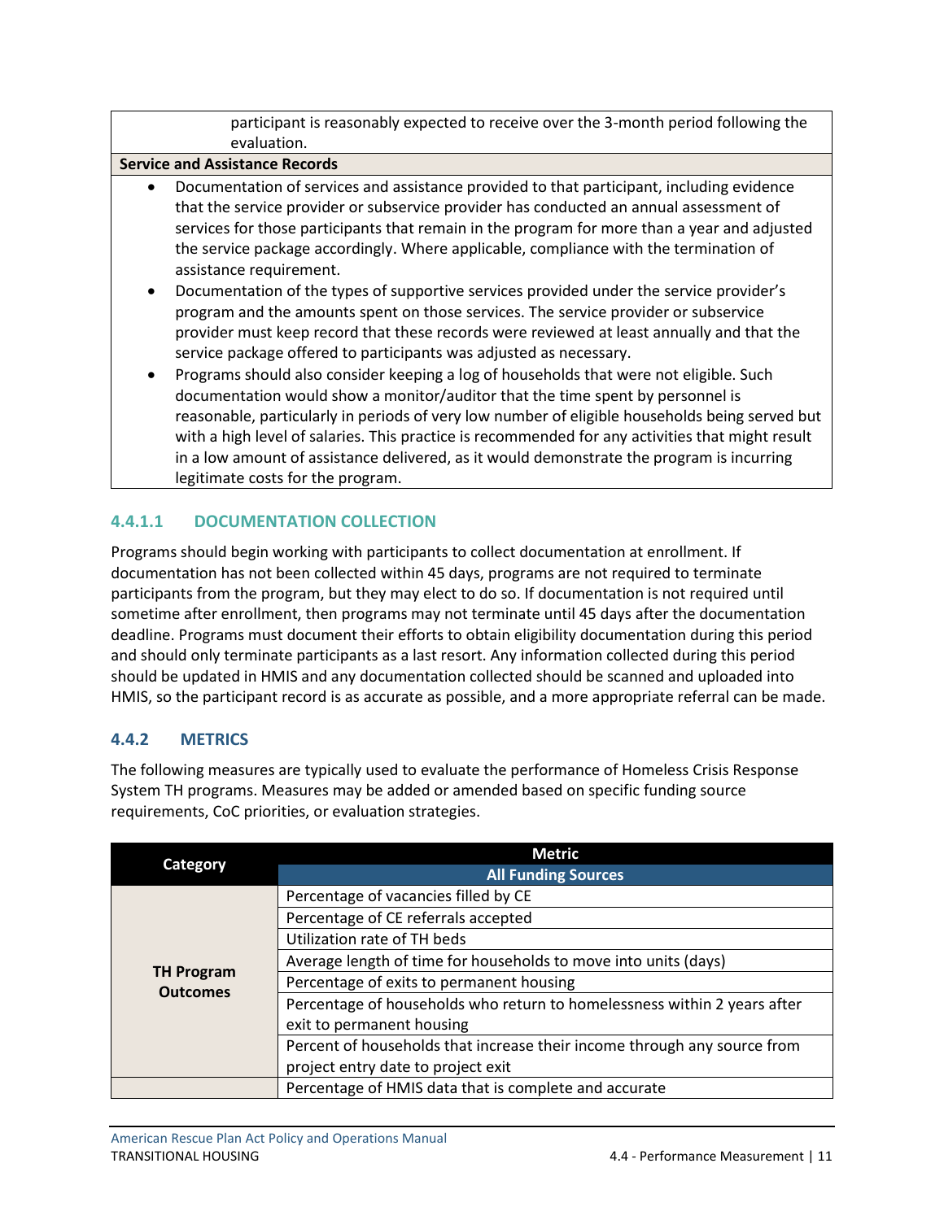| |
|---|
| participant is reasonably expected to receive over the 3-month period following the evaluation. |
| **Service and Assistance Records** |
| • Documentation of services and assistance provided to that participant, including evidence that the service provider or subservice provider has conducted an annual assessment of services for those participants that remain in the program for more than a year and adjusted the service package accordingly. Where applicable, compliance with the termination of assistance requirement.<br>• Documentation of the types of supportive services provided under the service provider's program and the amounts spent on those services. The service provider or subservice provider must keep record that these records were reviewed at least annually and that the service package offered to participants was adjusted as necessary.<br>• Programs should also consider keeping a log of households that were not eligible. Such documentation would show a monitor/auditor that the time spent by personnel is reasonable, particularly in periods of very low number of eligible households being served but with a high level of salaries. This practice is recommended for any activities that might result in a low amount of assistance delivered, as it would demonstrate the program is incurring legitimate costs for the program. |

#### 4.4.1.1 DOCUMENTATION COLLECTION

Programs should begin working with participants to collect documentation at enrollment. If documentation has not been collected within 45 days, programs are not required to terminate participants from the program, but they may elect to do so. If documentation is not required until sometime after enrollment, then programs may not terminate until 45 days after the documentation deadline. Programs must document their efforts to obtain eligibility documentation during this period and should only terminate participants as a last resort. Any information collected during this period should be updated in HMIS and any documentation collected should be scanned and uploaded into HMIS, so the participant record is as accurate as possible, and a more appropriate referral can be made.

### 4.4.2 METRICS

The following measures are typically used to evaluate the performance of Homeless Crisis Response System TH programs. Measures may be added or amended based on specific funding source requirements, CoC priorities, or evaluation strategies.

| Category | Metric |
|---|---|
| | **All Funding Sources** |
| **TH Program Outcomes** | Percentage of vacancies filled by CE |
| | Percentage of CE referrals accepted |
| | Utilization rate of TH beds |
| | Average length of time for households to move into units (days) |
| | Percentage of exits to permanent housing |
| | Percentage of households who return to homelessness within 2 years after exit to permanent housing |
| | Percent of households that increase their income through any source from project entry date to project exit |
| | Percentage of HMIS data that is complete and accurate |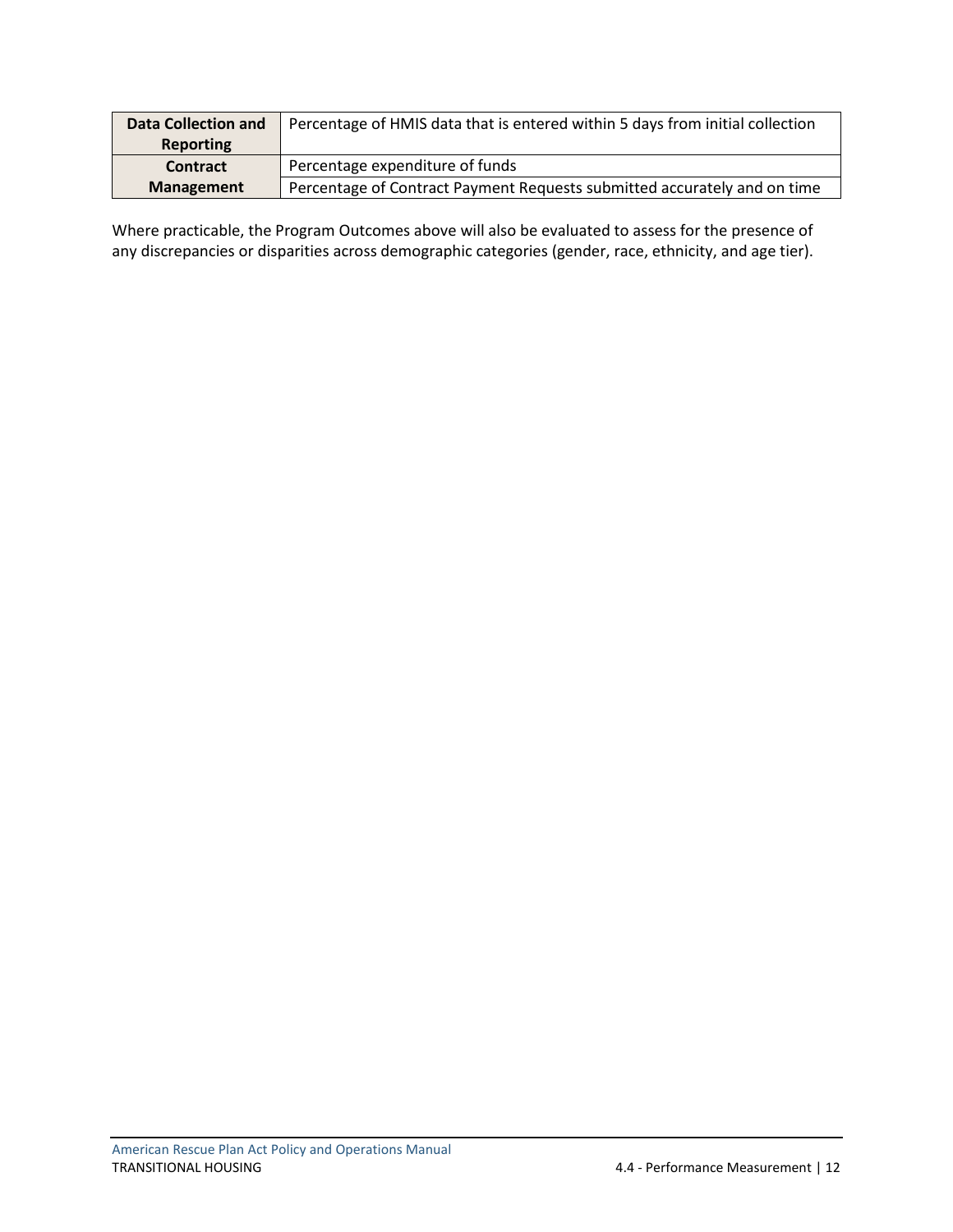| | |
|---|---|
| **Data Collection and Reporting** | Percentage of HMIS data that is entered within 5 days from initial collection |
| **Contract Management** | Percentage expenditure of funds |
| | Percentage of Contract Payment Requests submitted accurately and on time |

Where practicable, the Program Outcomes above will also be evaluated to assess for the presence of any discrepancies or disparities across demographic categories (gender, race, ethnicity, and age tier).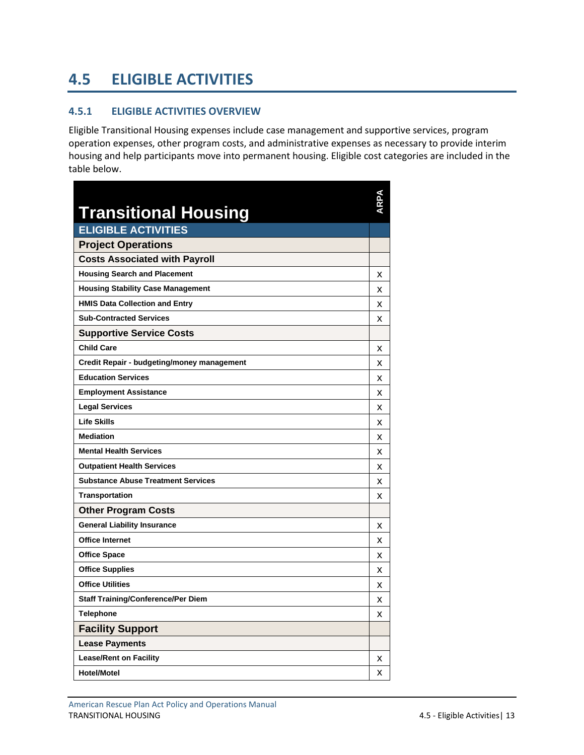## 4.5 ELIGIBLE ACTIVITIES

### 4.5.1 ELIGIBLE ACTIVITIES OVERVIEW

Eligible Transitional Housing expenses include case management and supportive services, program operation expenses, other program costs, and administrative expenses as necessary to provide interim housing and help participants move into permanent housing. Eligible cost categories are included in the table below.

| Transitional Housing | ARPA |
|---|---|
| **ELIGIBLE ACTIVITIES** | |
| **Project Operations** | |
| **Costs Associated with Payroll** | |
| Housing Search and Placement | X |
| Housing Stability Case Management | X |
| HMIS Data Collection and Entry | X |
| Sub-Contracted Services | X |
| **Supportive Service Costs** | |
| Child Care | X |
| Credit Repair - budgeting/money management | X |
| Education Services | X |
| Employment Assistance | X |
| Legal Services | X |
| Life Skills | X |
| Mediation | X |
| Mental Health Services | X |
| Outpatient Health Services | X |
| Substance Abuse Treatment Services | X |
| Transportation | X |
| **Other Program Costs** | |
| General Liability Insurance | X |
| Office Internet | X |
| Office Space | X |
| Office Supplies | X |
| Office Utilities | X |
| Staff Training/Conference/Per Diem | X |
| Telephone | X |
| **Facility Support** | |
| **Lease Payments** | |
| Lease/Rent on Facility | X |
| Hotel/Motel | X |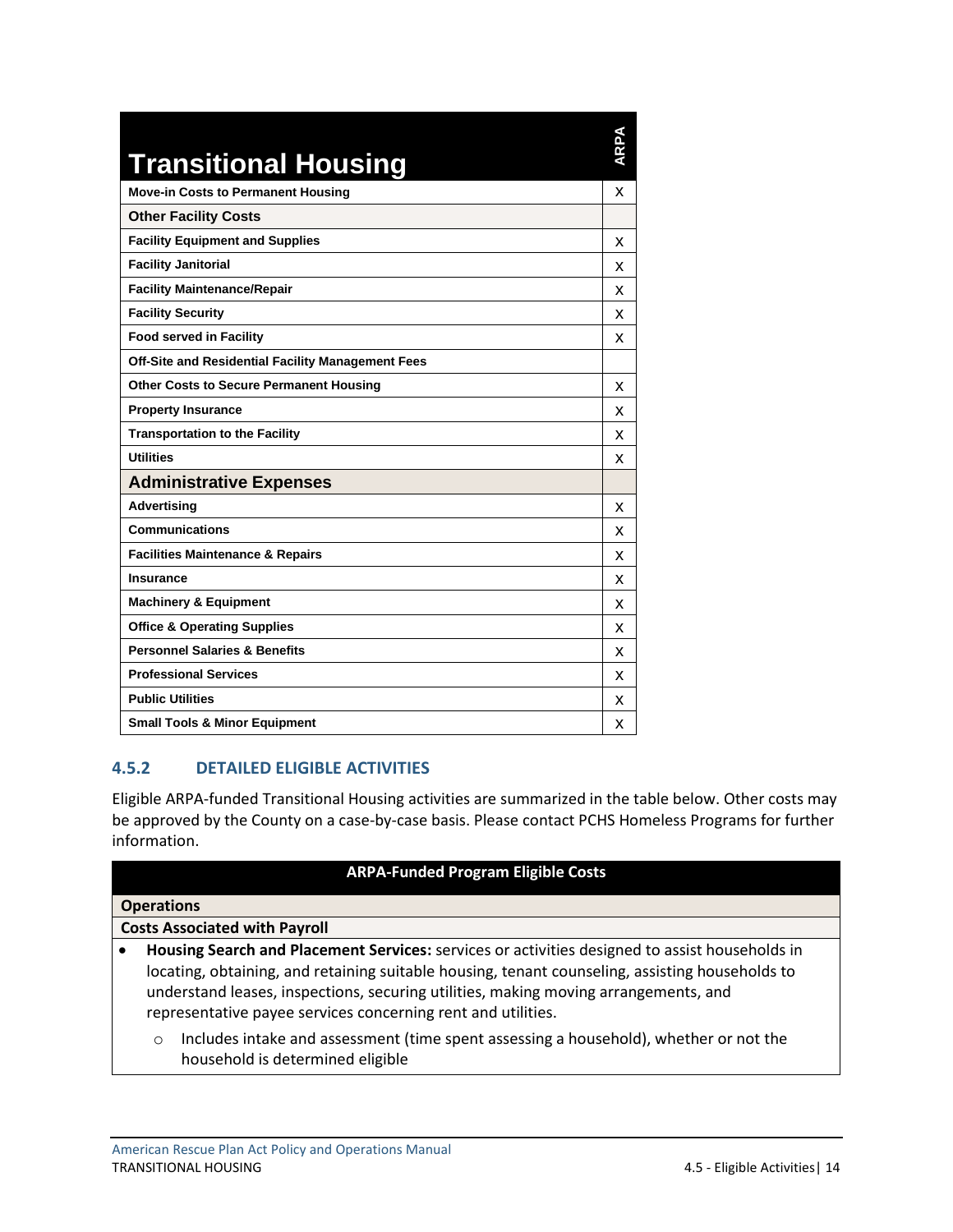| Transitional Housing | ARPA |
|---|---|
| **Move-in Costs to Permanent Housing** | X |
| **Other Facility Costs** | |
| **Facility Equipment and Supplies** | X |
| **Facility Janitorial** | X |
| **Facility Maintenance/Repair** | X |
| **Facility Security** | X |
| **Food served in Facility** | X |
| **Off-Site and Residential Facility Management Fees** | |
| **Other Costs to Secure Permanent Housing** | X |
| **Property Insurance** | X |
| **Transportation to the Facility** | X |
| **Utilities** | X |
| **Administrative Expenses** | |
| **Advertising** | X |
| **Communications** | X |
| **Facilities Maintenance & Repairs** | X |
| **Insurance** | X |
| **Machinery & Equipment** | X |
| **Office & Operating Supplies** | X |
| **Personnel Salaries & Benefits** | X |
| **Professional Services** | X |
| **Public Utilities** | X |
| **Small Tools & Minor Equipment** | X |

### 4.5.2 DETAILED ELIGIBLE ACTIVITIES

Eligible ARPA-funded Transitional Housing activities are summarized in the table below. Other costs may be approved by the County on a case-by-case basis. Please contact PCHS Homeless Programs for further information.

| ARPA-Funded Program Eligible Costs |
|---|
| **Operations** |
| **Costs Associated with Payroll** |
| • **Housing Search and Placement Services:** services or activities designed to assist households in locating, obtaining, and retaining suitable housing, tenant counseling, assisting households to understand leases, inspections, securing utilities, making moving arrangements, and representative payee services concerning rent and utilities.<br>  ○ Includes intake and assessment (time spent assessing a household), whether or not the household is determined eligible |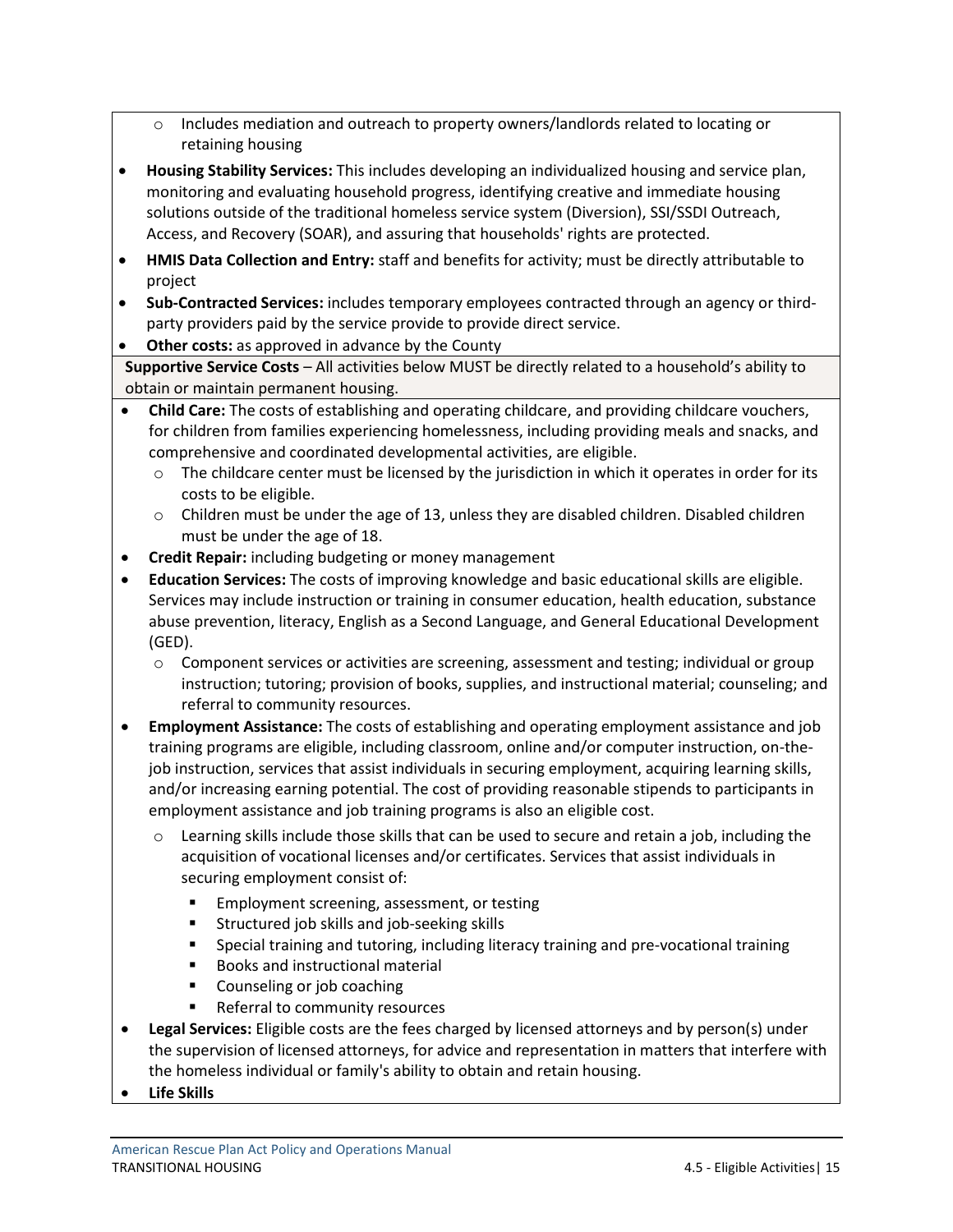- Includes mediation and outreach to property owners/landlords related to locating or retaining housing
- **Housing Stability Services:** This includes developing an individualized housing and service plan, monitoring and evaluating household progress, identifying creative and immediate housing solutions outside of the traditional homeless service system (Diversion), SSI/SSDI Outreach, Access, and Recovery (SOAR), and assuring that households' rights are protected.
- **HMIS Data Collection and Entry:** staff and benefits for activity; must be directly attributable to project
- **Sub-Contracted Services:** includes temporary employees contracted through an agency or third-party providers paid by the service provide to provide direct service.
- **Other costs:** as approved in advance by the County

**Supportive Service Costs** – All activities below MUST be directly related to a household's ability to obtain or maintain permanent housing.

- **Child Care:** The costs of establishing and operating childcare, and providing childcare vouchers, for children from families experiencing homelessness, including providing meals and snacks, and comprehensive and coordinated developmental activities, are eligible.
    - The childcare center must be licensed by the jurisdiction in which it operates in order for its costs to be eligible.
    - Children must be under the age of 13, unless they are disabled children. Disabled children must be under the age of 18.
- **Credit Repair:** including budgeting or money management
- **Education Services:** The costs of improving knowledge and basic educational skills are eligible. Services may include instruction or training in consumer education, health education, substance abuse prevention, literacy, English as a Second Language, and General Educational Development (GED).
    - Component services or activities are screening, assessment and testing; individual or group instruction; tutoring; provision of books, supplies, and instructional material; counseling; and referral to community resources.
- **Employment Assistance:** The costs of establishing and operating employment assistance and job training programs are eligible, including classroom, online and/or computer instruction, on-the-job instruction, services that assist individuals in securing employment, acquiring learning skills, and/or increasing earning potential. The cost of providing reasonable stipends to participants in employment assistance and job training programs is also an eligible cost.
    - Learning skills include those skills that can be used to secure and retain a job, including the acquisition of vocational licenses and/or certificates. Services that assist individuals in securing employment consist of:
        - Employment screening, assessment, or testing
        - Structured job skills and job-seeking skills
        - Special training and tutoring, including literacy training and pre-vocational training
        - Books and instructional material
        - Counseling or job coaching
        - Referral to community resources
- **Legal Services:** Eligible costs are the fees charged by licensed attorneys and by person(s) under the supervision of licensed attorneys, for advice and representation in matters that interfere with the homeless individual or family's ability to obtain and retain housing.
- **Life Skills**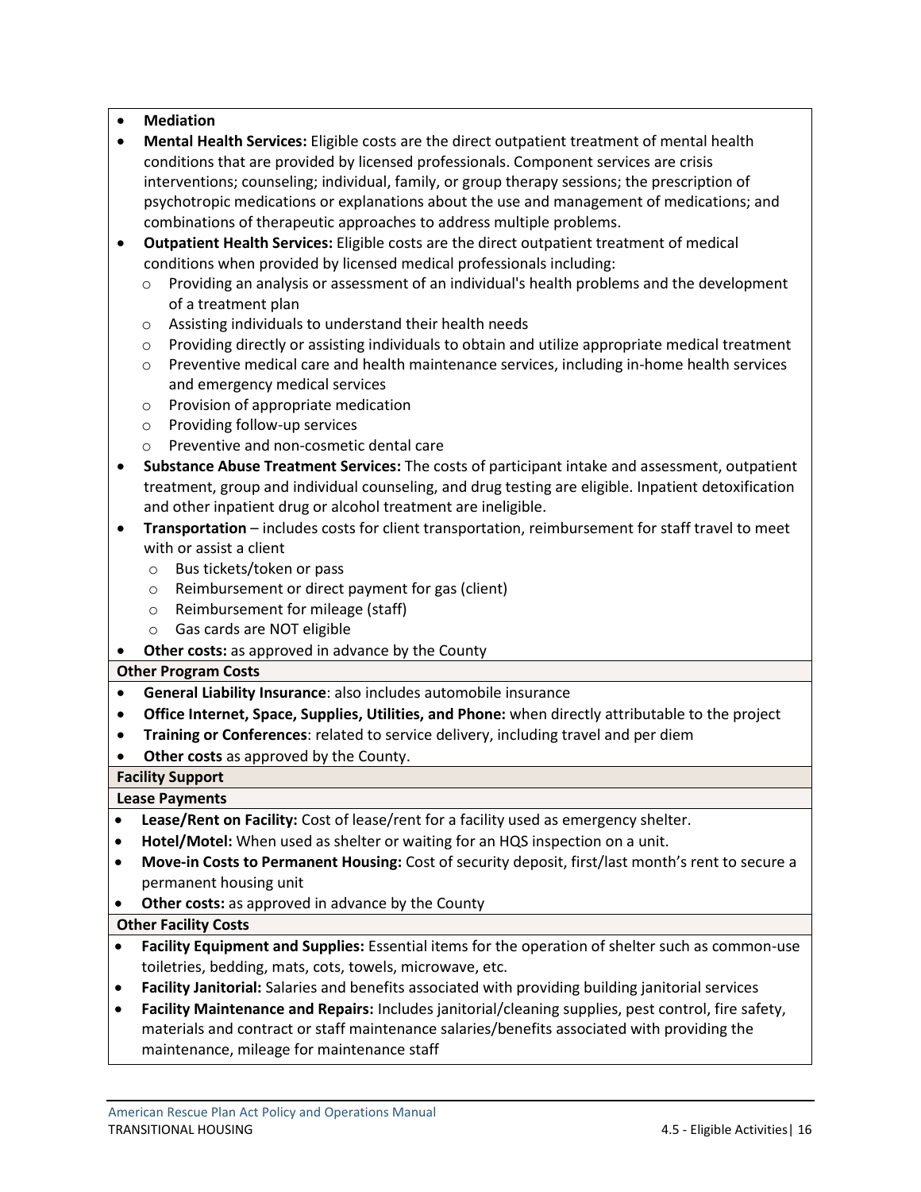- **Mediation**
- **Mental Health Services:** Eligible costs are the direct outpatient treatment of mental health conditions that are provided by licensed professionals. Component services are crisis interventions; counseling; individual, family, or group therapy sessions; the prescription of psychotropic medications or explanations about the use and management of medications; and combinations of therapeutic approaches to address multiple problems.
- **Outpatient Health Services:** Eligible costs are the direct outpatient treatment of medical conditions when provided by licensed medical professionals including:
  - Providing an analysis or assessment of an individual's health problems and the development of a treatment plan
  - Assisting individuals to understand their health needs
  - Providing directly or assisting individuals to obtain and utilize appropriate medical treatment
  - Preventive medical care and health maintenance services, including in-home health services and emergency medical services
  - Provision of appropriate medication
  - Providing follow-up services
  - Preventive and non-cosmetic dental care
- **Substance Abuse Treatment Services:** The costs of participant intake and assessment, outpatient treatment, group and individual counseling, and drug testing are eligible. Inpatient detoxification and other inpatient drug or alcohol treatment are ineligible.
- **Transportation** – includes costs for client transportation, reimbursement for staff travel to meet with or assist a client
  - Bus tickets/token or pass
  - Reimbursement or direct payment for gas (client)
  - Reimbursement for mileage (staff)
  - Gas cards are NOT eligible
- **Other costs:** as approved in advance by the County

**Other Program Costs**

- **General Liability Insurance**: also includes automobile insurance
- **Office Internet, Space, Supplies, Utilities, and Phone:** when directly attributable to the project
- **Training or Conferences**: related to service delivery, including travel and per diem
- **Other costs** as approved by the County.

**Facility Support**

**Lease Payments**

- **Lease/Rent on Facility:** Cost of lease/rent for a facility used as emergency shelter.
- **Hotel/Motel:** When used as shelter or waiting for an HQS inspection on a unit.
- **Move-in Costs to Permanent Housing:** Cost of security deposit, first/last month's rent to secure a permanent housing unit
- **Other costs:** as approved in advance by the County

**Other Facility Costs**

- **Facility Equipment and Supplies:** Essential items for the operation of shelter such as common-use toiletries, bedding, mats, cots, towels, microwave, etc.
- **Facility Janitorial:** Salaries and benefits associated with providing building janitorial services
- **Facility Maintenance and Repairs:** Includes janitorial/cleaning supplies, pest control, fire safety, materials and contract or staff maintenance salaries/benefits associated with providing the maintenance, mileage for maintenance staff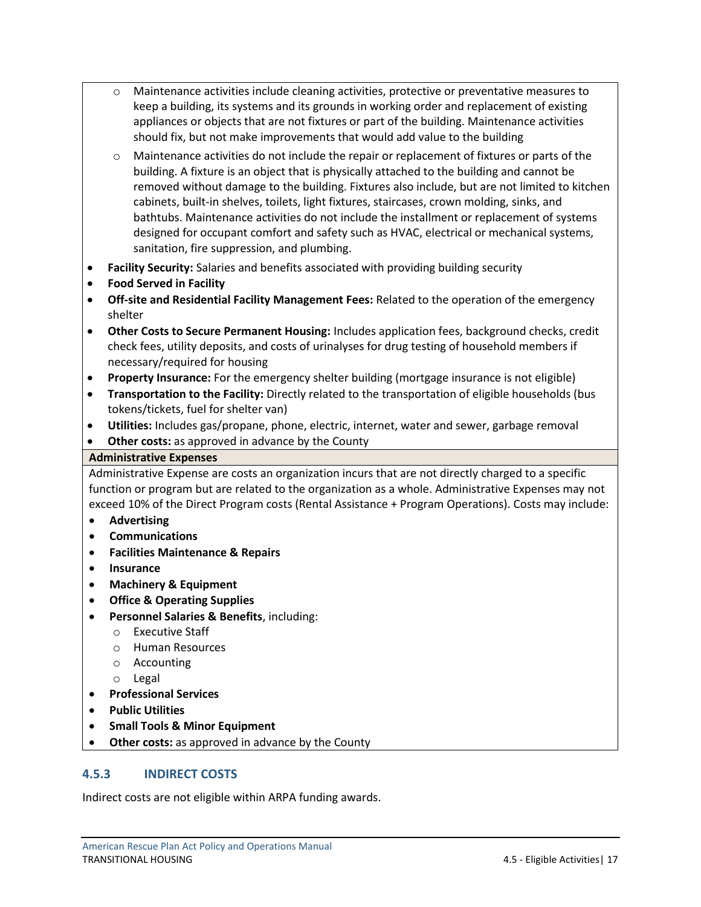- Maintenance activities include cleaning activities, protective or preventative measures to keep a building, its systems and its grounds in working order and replacement of existing appliances or objects that are not fixtures or part of the building. Maintenance activities should fix, but not make improvements that would add value to the building
  - Maintenance activities do not include the repair or replacement of fixtures or parts of the building. A fixture is an object that is physically attached to the building and cannot be removed without damage to the building. Fixtures also include, but are not limited to kitchen cabinets, built-in shelves, toilets, light fixtures, staircases, crown molding, sinks, and bathtubs. Maintenance activities do not include the installment or replacement of systems designed for occupant comfort and safety such as HVAC, electrical or mechanical systems, sanitation, fire suppression, and plumbing.
- **Facility Security:** Salaries and benefits associated with providing building security
- **Food Served in Facility**
- **Off-site and Residential Facility Management Fees:** Related to the operation of the emergency shelter
- **Other Costs to Secure Permanent Housing:** Includes application fees, background checks, credit check fees, utility deposits, and costs of urinalyses for drug testing of household members if necessary/required for housing
- **Property Insurance:** For the emergency shelter building (mortgage insurance is not eligible)
- **Transportation to the Facility:** Directly related to the transportation of eligible households (bus tokens/tickets, fuel for shelter van)
- **Utilities:** Includes gas/propane, phone, electric, internet, water and sewer, garbage removal
- **Other costs:** as approved in advance by the County

**Administrative Expenses**

Administrative Expense are costs an organization incurs that are not directly charged to a specific function or program but are related to the organization as a whole. Administrative Expenses may not exceed 10% of the Direct Program costs (Rental Assistance + Program Operations). Costs may include:

- **Advertising**
- **Communications**
- **Facilities Maintenance & Repairs**
- **Insurance**
- **Machinery & Equipment**
- **Office & Operating Supplies**
- **Personnel Salaries & Benefits**, including:
  - Executive Staff
  - Human Resources
  - Accounting
  - Legal
- **Professional Services**
- **Public Utilities**
- **Small Tools & Minor Equipment**
- **Other costs:** as approved in advance by the County

### 4.5.3 INDIRECT COSTS

Indirect costs are not eligible within ARPA funding awards.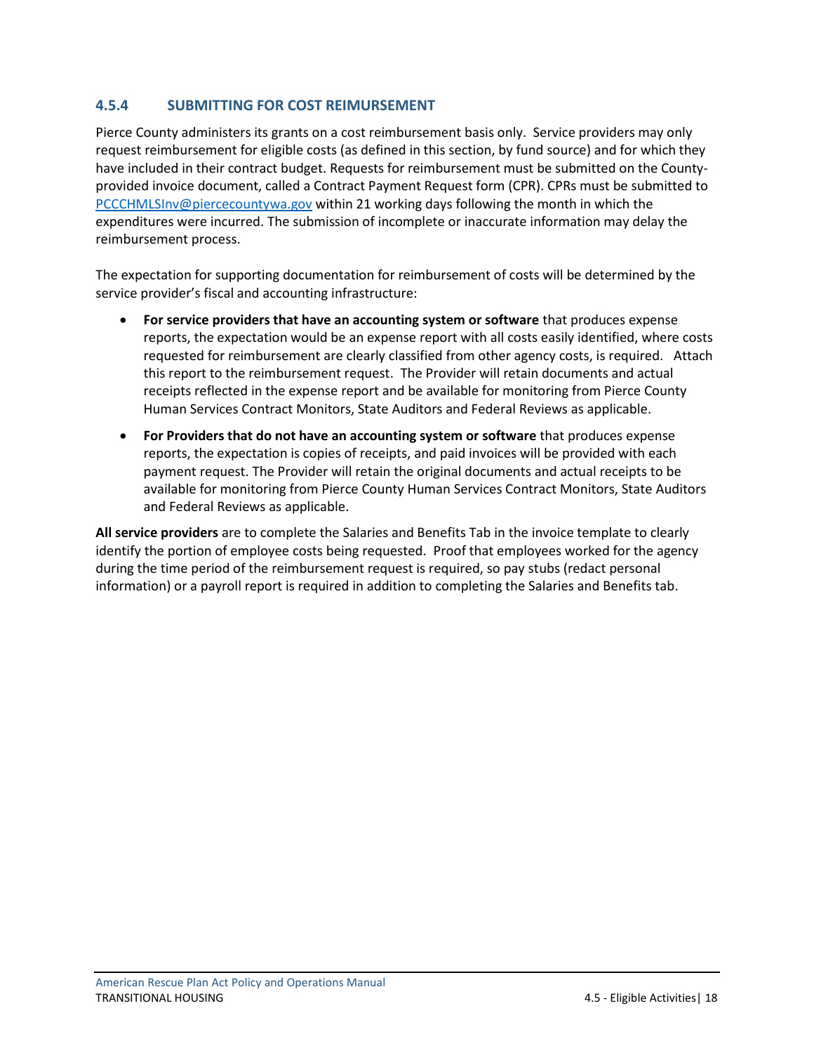### 4.5.4 SUBMITTING FOR COST REIMURSEMENT

Pierce County administers its grants on a cost reimbursement basis only. Service providers may only request reimbursement for eligible costs (as defined in this section, by fund source) and for which they have included in their contract budget. Requests for reimbursement must be submitted on the County-provided invoice document, called a Contract Payment Request form (CPR). CPRs must be submitted to PCCCHMLSInv@piercecountywa.gov within 21 working days following the month in which the expenditures were incurred. The submission of incomplete or inaccurate information may delay the reimbursement process.

The expectation for supporting documentation for reimbursement of costs will be determined by the service provider's fiscal and accounting infrastructure:

- **For service providers that have an accounting system or software** that produces expense reports, the expectation would be an expense report with all costs easily identified, where costs requested for reimbursement are clearly classified from other agency costs, is required. Attach this report to the reimbursement request. The Provider will retain documents and actual receipts reflected in the expense report and be available for monitoring from Pierce County Human Services Contract Monitors, State Auditors and Federal Reviews as applicable.
- **For Providers that do not have an accounting system or software** that produces expense reports, the expectation is copies of receipts, and paid invoices will be provided with each payment request. The Provider will retain the original documents and actual receipts to be available for monitoring from Pierce County Human Services Contract Monitors, State Auditors and Federal Reviews as applicable.

**All service providers** are to complete the Salaries and Benefits Tab in the invoice template to clearly identify the portion of employee costs being requested. Proof that employees worked for the agency during the time period of the reimbursement request is required, so pay stubs (redact personal information) or a payroll report is required in addition to completing the Salaries and Benefits tab.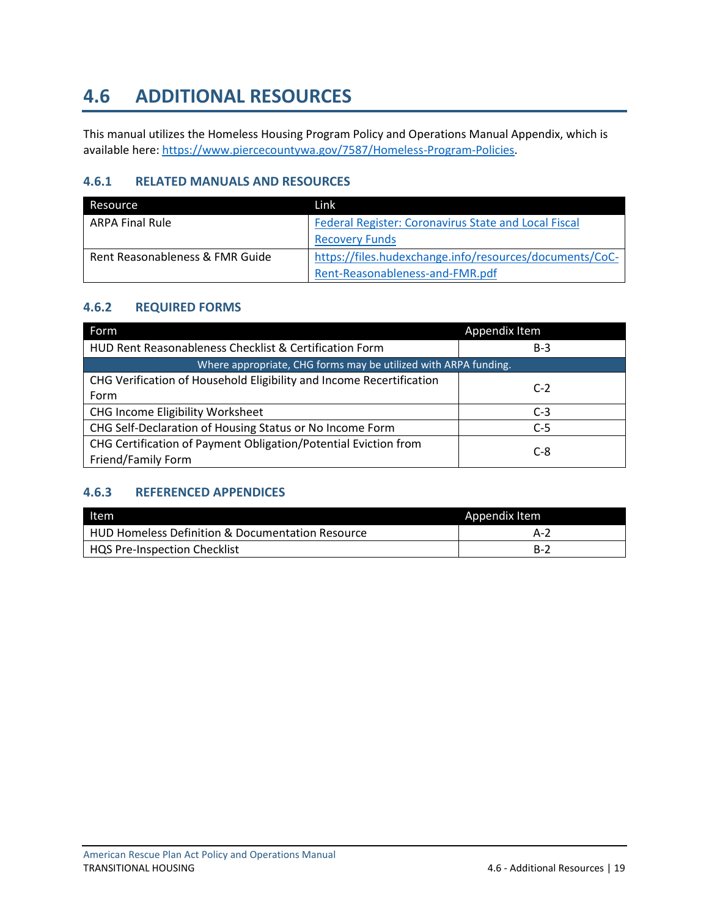# 4.6 ADDITIONAL RESOURCES

This manual utilizes the Homeless Housing Program Policy and Operations Manual Appendix, which is available here: https://www.piercecountywa.gov/7587/Homeless-Program-Policies.

## 4.6.1 RELATED MANUALS AND RESOURCES

| Resource | Link |
|---|---|
| ARPA Final Rule | Federal Register: Coronavirus State and Local Fiscal Recovery Funds |
| Rent Reasonableness & FMR Guide | https://files.hudexchange.info/resources/documents/CoC-Rent-Reasonableness-and-FMR.pdf |

## 4.6.2 REQUIRED FORMS

| Form | Appendix Item |
|---|---|
| HUD Rent Reasonableness Checklist & Certification Form | B-3 |
| Where appropriate, CHG forms may be utilized with ARPA funding. | |
| CHG Verification of Household Eligibility and Income Recertification Form | C-2 |
| CHG Income Eligibility Worksheet | C-3 |
| CHG Self-Declaration of Housing Status or No Income Form | C-5 |
| CHG Certification of Payment Obligation/Potential Eviction from Friend/Family Form | C-8 |

## 4.6.3 REFERENCED APPENDICES

| Item | Appendix Item |
|---|---|
| HUD Homeless Definition & Documentation Resource | A-2 |
| HQS Pre-Inspection Checklist | B-2 |